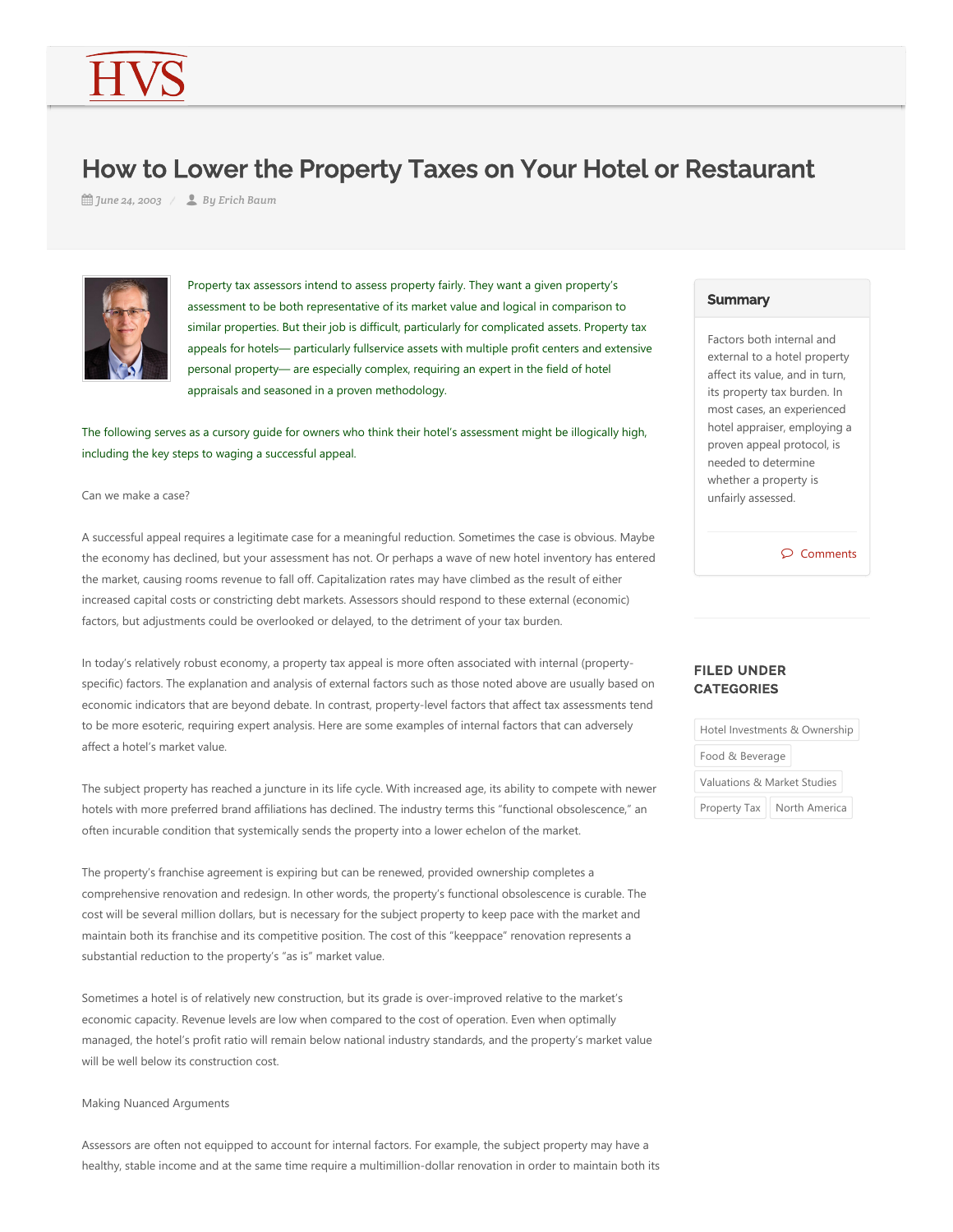# How to Lower the Property Taxes on Your Hotel or Restaurant

June 24, 2003 / By Erich Baum

Property tax assessors intend to assess property fairly. They want a given property's assessment to be both representative of its market value and logical in comparison to similar properties. But their job is difficult, particularly for complicated assets. Property tax appeals for hotels— particularly fullservice assets with multiple profit centers and extensive personal property— are especially complex, requiring an expert in the field of hotel appraisals and seasoned in a proven methodology.

The following serves as a cursory guide for owners who think their hotel's assessment might be illogically high, including the key steps to waging a successful appeal.

Can we make a case?

A successful appeal requires a legitimate case for a meaningful reduction. Sometimes the case is obvious. Maybe the economy has declined, but your assessment has not. Or perhaps a wave of new hotel inventory has entered the market, causing rooms revenue to fall off. Capitalization rates may have climbed as the result of either increased capital costs or constricting debt markets. Assessors should respond to these external (economic) factors, but adjustments could be overlooked or delayed, to the detriment of your tax burden.

In today's relatively robust economy, a property tax appeal is more often associated with internal (property-specific) factors. The explanation and analysis of external factors such as those noted above are usually based on economic indicators that are beyond debate. In contrast, property-level factors that affect tax assessments tend to be more esoteric, requiring expert analysis. Here are some examples of internal factors that can adversely affect a hotel's market value.

The subject property has reached a juncture in its life cycle. With increased age, its ability to compete with newer hotels with more preferred brand affiliations has declined. The industry terms this "functional obsolescence," an often incurable condition that systemically sends the property into a lower echelon of the market.

The property's franchise agreement is expiring but can be renewed, provided ownership completes a comprehensive renovation and redesign. In other words, the property's functional obsolescence is curable. The cost will be several million dollars, but is necessary for the subject property to keep pace with the market and maintain both its franchise and its competitive position. The cost of this "keeppace" renovation represents a substantial reduction to the property's "as is" market value.

Sometimes a hotel is of relatively new construction, but its grade is over-improved relative to the market's economic capacity. Revenue levels are low when compared to the cost of operation. Even when optimally managed, the hotel's profit ratio will remain below national industry standards, and the property's market value will be well below its construction cost.

Making Nuanced Arguments

Assessors are often not equipped to account for internal factors. For example, the subject property may have a healthy, stable income and at the same time require a multimillion-dollar renovation in order to maintain both its

## Summary

Factors both internal and external to a hotel property affect its value, and in turn, its property tax burden. In most cases, an experienced hotel appraiser, employing a proven appeal protocol, is needed to determine whether a property is unfairly assessed.

Comments

## FILED UNDER CATEGORIES

Hotel Investments & Ownership

Food & Beverage

Valuations & Market Studies

Property Tax

North America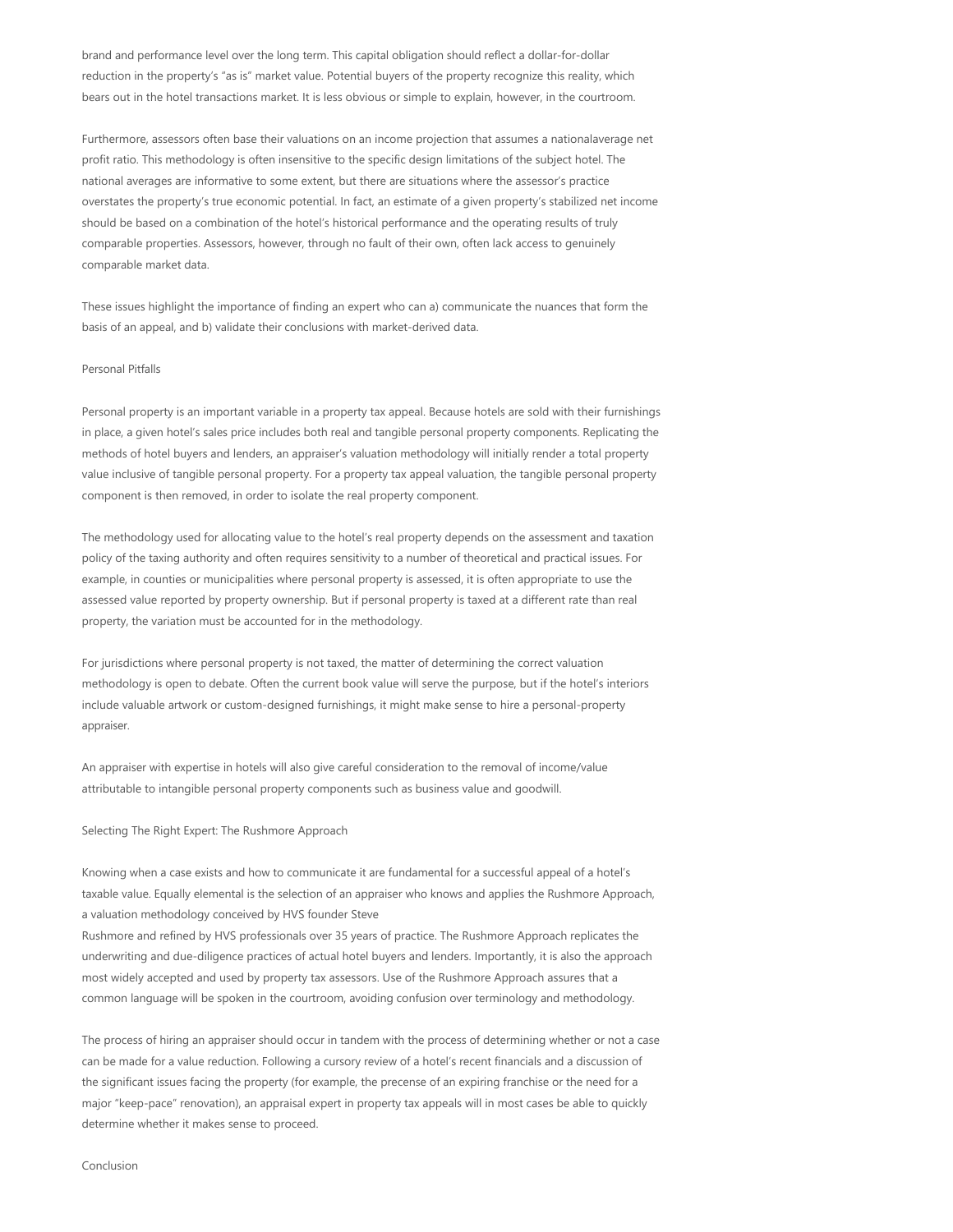brand and performance level over the long term. This capital obligation should reflect a dollar-for-dollar reduction in the property's "as is" market value. Potential buyers of the property recognize this reality, which bears out in the hotel transactions market. It is less obvious or simple to explain, however, in the courtroom.

Furthermore, assessors often base their valuations on an income projection that assumes a nationalaverage net profit ratio. This methodology is often insensitive to the specific design limitations of the subject hotel. The national averages are informative to some extent, but there are situations where the assessor's practice overstates the property's true economic potential. In fact, an estimate of a given property's stabilized net income should be based on a combination of the hotel's historical performance and the operating results of truly comparable properties. Assessors, however, through no fault of their own, often lack access to genuinely comparable market data.

These issues highlight the importance of finding an expert who can a) communicate the nuances that form the basis of an appeal, and b) validate their conclusions with market-derived data.

## Personal Pitfalls

Personal property is an important variable in a property tax appeal. Because hotels are sold with their furnishings in place, a given hotel's sales price includes both real and tangible personal property components. Replicating the methods of hotel buyers and lenders, an appraiser's valuation methodology will initially render a total property value inclusive of tangible personal property. For a property tax appeal valuation, the tangible personal property component is then removed, in order to isolate the real property component.

The methodology used for allocating value to the hotel's real property depends on the assessment and taxation policy of the taxing authority and often requires sensitivity to a number of theoretical and practical issues. For example, in counties or municipalities where personal property is assessed, it is often appropriate to use the assessed value reported by property ownership. But if personal property is taxed at a different rate than real property, the variation must be accounted for in the methodology.

For jurisdictions where personal property is not taxed, the matter of determining the correct valuation methodology is open to debate. Often the current book value will serve the purpose, but if the hotel's interiors include valuable artwork or custom-designed furnishings, it might make sense to hire a personal-property appraiser.

An appraiser with expertise in hotels will also give careful consideration to the removal of income/value attributable to intangible personal property components such as business value and goodwill.

## Selecting The Right Expert: The Rushmore Approach

Knowing when a case exists and how to communicate it are fundamental for a successful appeal of a hotel's taxable value. Equally elemental is the selection of an appraiser who knows and applies the Rushmore Approach, a valuation methodology conceived by HVS founder Steve Rushmore and refined by HVS professionals over 35 years of practice. The Rushmore Approach replicates the underwriting and due-diligence practices of actual hotel buyers and lenders. Importantly, it is also the approach most widely accepted and used by property tax assessors. Use of the Rushmore Approach assures that a common language will be spoken in the courtroom, avoiding confusion over terminology and methodology.

The process of hiring an appraiser should occur in tandem with the process of determining whether or not a case can be made for a value reduction. Following a cursory review of a hotel's recent financials and a discussion of the significant issues facing the property (for example, the precense of an expiring franchise or the need for a major "keep-pace" renovation), an appraisal expert in property tax appeals will in most cases be able to quickly determine whether it makes sense to proceed.

## Conclusion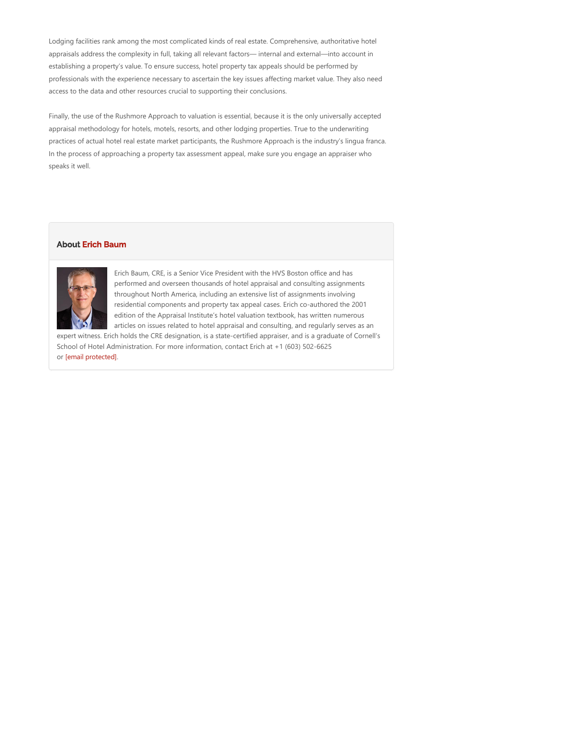Lodging facilities rank among the most complicated kinds of real estate. Comprehensive, authoritative hotel appraisals address the complexity in full, taking all relevant factors— internal and external—into account in establishing a property's value. To ensure success, hotel property tax appeals should be performed by professionals with the experience necessary to ascertain the key issues affecting market value. They also need access to the data and other resources crucial to supporting their conclusions.

Finally, the use of the Rushmore Approach to valuation is essential, because it is the only universally accepted appraisal methodology for hotels, motels, resorts, and other lodging properties. True to the underwriting practices of actual hotel real estate market participants, the Rushmore Approach is the industry's lingua franca. In the process of approaching a property tax assessment appeal, make sure you engage an appraiser who speaks it well.

### About Erich Baum

Erich Baum, CRE, is a Senior Vice President with the HVS Boston office and has performed and overseen thousands of hotel appraisal and consulting assignments throughout North America, including an extensive list of assignments involving residential components and property tax appeal cases. Erich co-authored the 2001 edition of the Appraisal Institute's hotel valuation textbook, has written numerous articles on issues related to hotel appraisal and consulting, and regularly serves as an expert witness. Erich holds the CRE designation, is a state-certified appraiser, and is a graduate of Cornell's School of Hotel Administration. For more information, contact Erich at +1 (603) 502-6625 or [email protected].